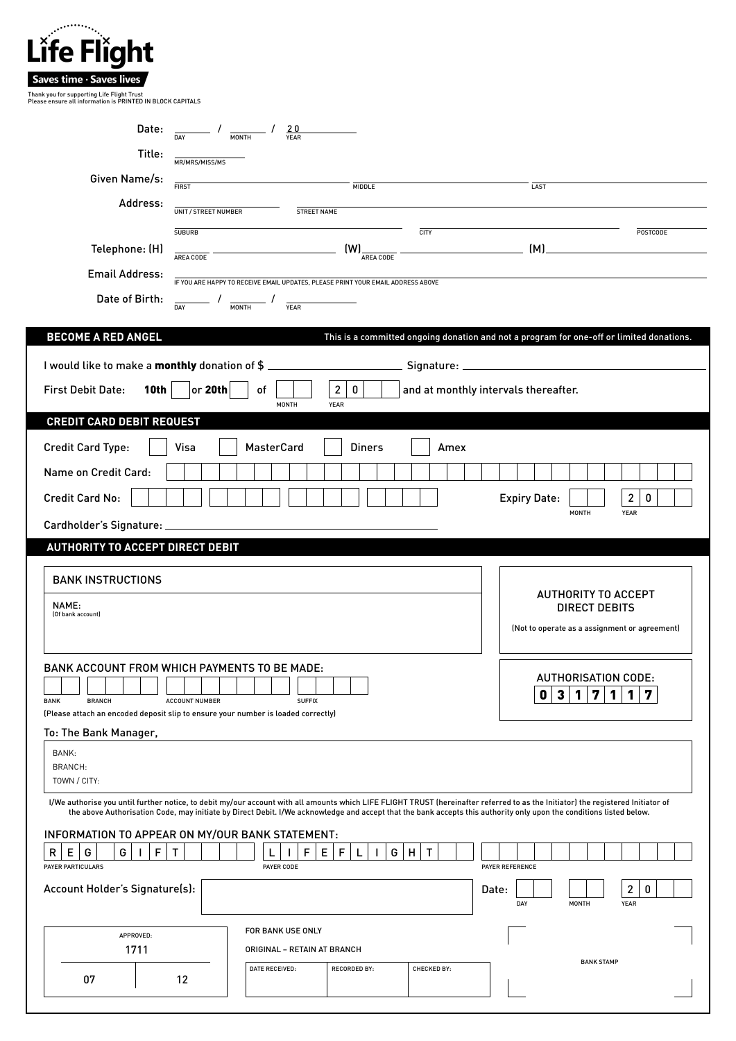# Life Flight

**Saves time · Saves lives**

Thank you for supporting Life Flight Trust
Please ensure all information is PRINTED IN BLOCK CAPITALS

Date: ______ / ______ / 20______
DAY MONTH YEAR

Title: ______
MR/MRS/MISS/MS

Given Name/s: ______ ______ ______
FIRST MIDDLE LAST

Address: ______ ______
UNIT / STREET NUMBER STREET NAME

______ ______ ______
SUBURB CITY POSTCODE

Telephone: (H) ______ ______ (W) ______ ______ (M) ______
AREA CODE AREA CODE

Email Address: ______
IF YOU ARE HAPPY TO RECEIVE EMAIL UPDATES, PLEASE PRINT YOUR EMAIL ADDRESS ABOVE

Date of Birth: ______ / ______ / ______
DAY MONTH YEAR

## BECOME A RED ANGEL

This is a committed ongoing donation and not a program for one-off or limited donations.

I would like to make a **monthly** donation of $ ______ Signature: ______

First Debit Date: **10th** ☐ or **20th** ☐ of ☐☐ MONTH 2 0 ☐☐ YEAR and at monthly intervals thereafter.

## CREDIT CARD DEBIT REQUEST

Credit Card Type: ☐ Visa ☐ MasterCard ☐ Diners ☐ Amex

Name on Credit Card: ______

Credit Card No: ☐☐☐☐ ☐☐☐☐ ☐☐☐☐ ☐☐☐☐ Expiry Date: ☐☐ MONTH 2 0 ☐☐ YEAR

Cardholder's Signature: ______

## AUTHORITY TO ACCEPT DIRECT DEBIT

**BANK INSTRUCTIONS**

NAME:
(Of bank account)

**AUTHORITY TO ACCEPT DIRECT DEBITS**

(Not to operate as a assignment or agreement)

BANK ACCOUNT FROM WHICH PAYMENTS TO BE MADE:

BANK ☐☐ BRANCH ☐☐☐☐ ACCOUNT NUMBER ☐☐☐☐☐☐☐ SUFFIX ☐☐☐

(Please attach an encoded deposit slip to ensure your number is loaded correctly)

**AUTHORISATION CODE:**

**0 3 1 7 1 1 7**

To: The Bank Manager,

BANK:
BRANCH:
TOWN / CITY:

I/We authorise you until further notice, to debit my/our account with all amounts which LIFE FLIGHT TRUST (hereinafter referred to as the Initiator) the registered Initiator of the above Authorisation Code, may initiate by Direct Debit. I/We acknowledge and accept that the bank accepts this authority only upon the conditions listed below.

INFORMATION TO APPEAR ON MY/OUR BANK STATEMENT:

| PAYER PARTICULARS | PAYER CODE | PAYER REFERENCE |
|---|---|---|
| R E G G I F T | L I F E F L I G H T | |

Account Holder's Signature(s): ______ Date: ☐☐ DAY ☐☐ MONTH 2 0 ☐☐ YEAR

APPROVED: 1711

07 12

FOR BANK USE ONLY

ORIGINAL – RETAIN AT BRANCH

| DATE RECEIVED: | RECORDED BY: | CHECKED BY: |
|---|---|---|
| | | |

BANK STAMP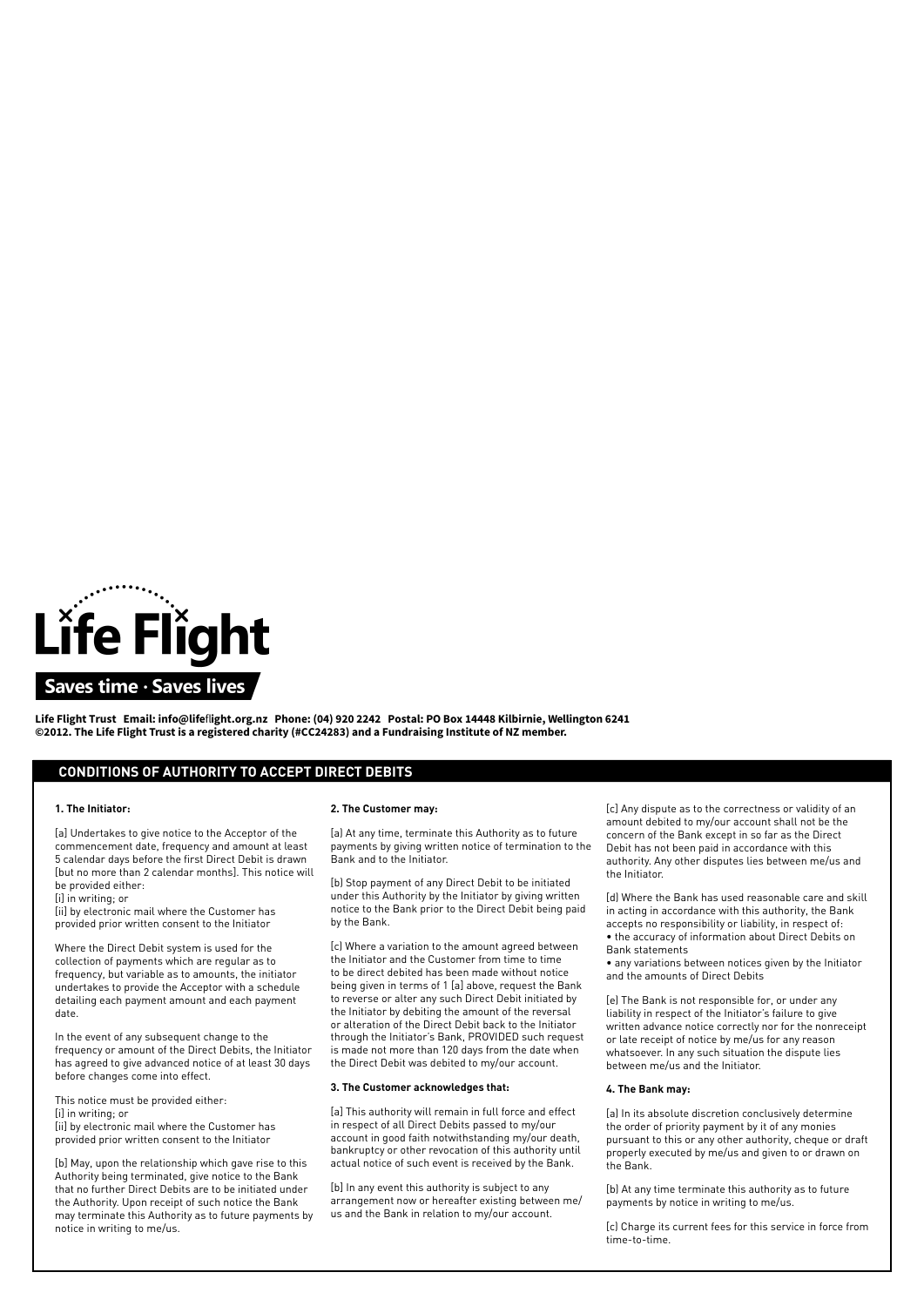Life Flight

Saves time · Saves lives

**Life Flight Trust Email: info@lifeflight.org.nz Phone: (04) 920 2242 Postal: PO Box 14448 Kilbirnie, Wellington 6241**
**©2012. The Life Flight Trust is a registered charity (#CC24283) and a Fundraising Institute of NZ member.**

## CONDITIONS OF AUTHORITY TO ACCEPT DIRECT DEBITS

**1. The Initiator:**

[a] Undertakes to give notice to the Acceptor of the commencement date, frequency and amount at least 5 calendar days before the first Direct Debit is drawn [but no more than 2 calendar months]. This notice will be provided either:
[i] in writing; or
[ii] by electronic mail where the Customer has provided prior written consent to the Initiator

Where the Direct Debit system is used for the collection of payments which are regular as to frequency, but variable as to amounts, the initiator undertakes to provide the Acceptor with a schedule detailing each payment amount and each payment date.

In the event of any subsequent change to the frequency or amount of the Direct Debits, the Initiator has agreed to give advanced notice of at least 30 days before changes come into effect.

This notice must be provided either:
[i] in writing; or
[ii] by electronic mail where the Customer has provided prior written consent to the Initiator

[b] May, upon the relationship which gave rise to this Authority being terminated, give notice to the Bank that no further Direct Debits are to be initiated under the Authority. Upon receipt of such notice the Bank may terminate this Authority as to future payments by notice in writing to me/us.

**2. The Customer may:**

[a] At any time, terminate this Authority as to future payments by giving written notice of termination to the Bank and to the Initiator.

[b] Stop payment of any Direct Debit to be initiated under this Authority by the Initiator by giving written notice to the Bank prior to the Direct Debit being paid by the Bank.

[c] Where a variation to the amount agreed between the Initiator and the Customer from time to time to be direct debited has been made without notice being given in terms of 1 [a] above, request the Bank to reverse or alter any such Direct Debit initiated by the Initiator by debiting the amount of the reversal or alteration of the Direct Debit back to the Initiator through the Initiator's Bank, PROVIDED such request is made not more than 120 days from the date when the Direct Debit was debited to my/our account.

**3. The Customer acknowledges that:**

[a] This authority will remain in full force and effect in respect of all Direct Debits passed to my/our account in good faith notwithstanding my/our death, bankruptcy or other revocation of this authority until actual notice of such event is received by the Bank.

[b] In any event this authority is subject to any arrangement now or hereafter existing between me/us and the Bank in relation to my/our account.

[c] Any dispute as to the correctness or validity of an amount debited to my/our account shall not be the concern of the Bank except in so far as the Direct Debit has not been paid in accordance with this authority. Any other disputes lies between me/us and the Initiator.

[d] Where the Bank has used reasonable care and skill in acting in accordance with this authority, the Bank accepts no responsibility or liability, in respect of:
- the accuracy of information about Direct Debits on Bank statements
- any variations between notices given by the Initiator and the amounts of Direct Debits

[e] The Bank is not responsible for, or under any liability in respect of the Initiator's failure to give written advance notice correctly nor for the nonreceipt or late receipt of notice by me/us for any reason whatsoever. In any such situation the dispute lies between me/us and the Initiator.

**4. The Bank may:**

[a] In its absolute discretion conclusively determine the order of priority payment by it of any monies pursuant to this or any other authority, cheque or draft properly executed by me/us and given to or drawn on the Bank.

[b] At any time terminate this authority as to future payments by notice in writing to me/us.

[c] Charge its current fees for this service in force from time-to-time.